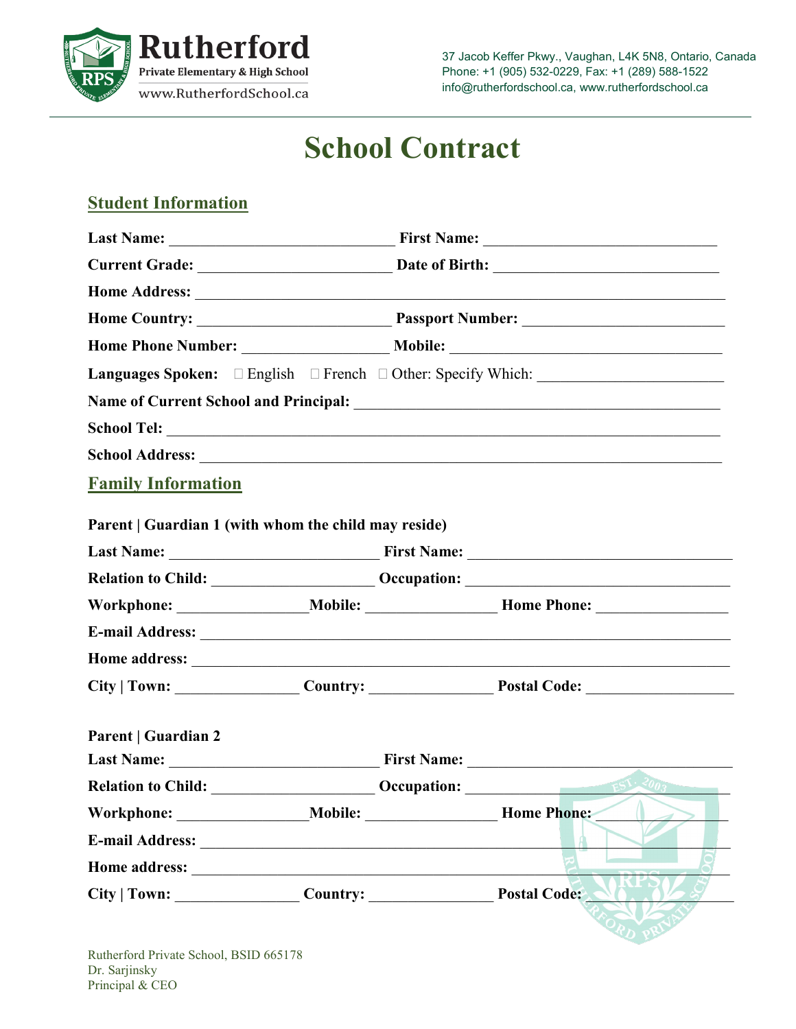**Rutherford**
Private Elementary & High School
www.RutherfordSchool.ca

37 Jacob Keffer Pkwy., Vaughan, L4K 5N8, Ontario, Canada
Phone: +1 (905) 532-0229, Fax: +1 (289) 588-1522
info@rutherfordschool.ca, www.rutherfordschool.ca

# School Contract

## Student Information

**Last Name:** ____________________________ **First Name:** _____________________________

**Current Grade:** _______________________ **Date of Birth:** ____________________________

**Home Address:** __________________________________________________________________

**Home Country:** _______________________ **Passport Number:** _________________________

**Home Phone Number:** _________________ **Mobile:** __________________________________

**Languages Spoken:** ☐ English ☐ French ☐ Other: Specify Which: _____________________

**Name of Current School and Principal:** ____________________________________________

**School Tel:** _______________________________________________________________________

**School Address:** ____________________________________________________________________

## Family Information

**Parent | Guardian 1 (with whom the child may reside)**

**Last Name:** __________________________ **First Name:** ________________________________

**Relation to Child:** ____________________ **Occupation:** _______________________________

**Workphone:** _______________**Mobile:** _______________ **Home Phone:** _______________

**E-mail Address:** _____________________________________________________________________

**Home address:** _______________________________________________________________________

**City | Town:** _______________ **Country:** _______________ **Postal Code:** _________________

**Parent | Guardian 2**

**Last Name:** __________________________ **First Name:** ________________________________

**Relation to Child:** ____________________ **Occupation:** _______________________________

**Workphone:** _______________**Mobile:** _______________ **Home Phone:** _______________

**E-mail Address:** _____________________________________________________________________

**Home address:** _______________________________________________________________________

**City | Town:** _______________ **Country:** _______________ **Postal Code:** _________________

Rutherford Private School, BSID 665178
Dr. Sarjinsky
Principal & CEO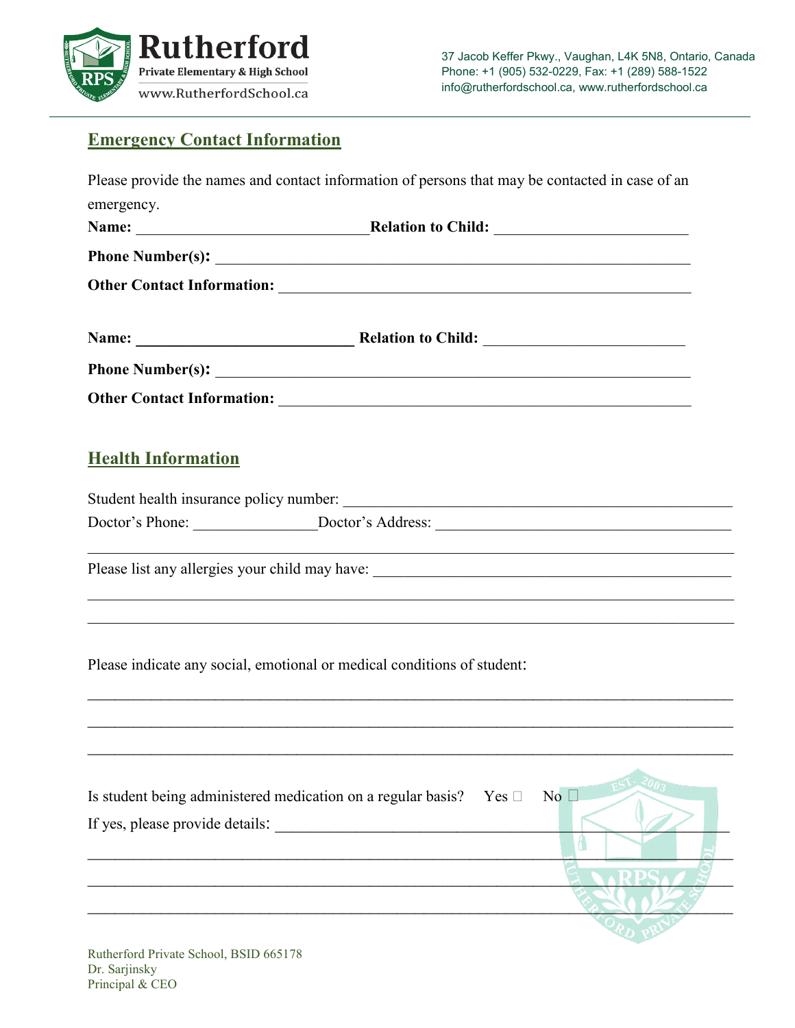## Emergency Contact Information

Please provide the names and contact information of persons that may be contacted in case of an emergency.

**Name:** ______________________________ **Relation to Child:** _________________________

**Phone Number(s):** ____________________________________________________________

**Other Contact Information:** ____________________________________________________

**Name:** ___________________________ **Relation to Child:** __________________________

**Phone Number(s):** ____________________________________________________________

**Other Contact Information:** ____________________________________________________

## Health Information

Student health insurance policy number: ___________________________________________

Doctor's Phone: _______________ Doctor's Address: __________________________________

_________________________________________________________________________________

Please list any allergies your child may have: _______________________________________

_________________________________________________________________________________

_________________________________________________________________________________

Please indicate any social, emotional or medical conditions of student:

_________________________________________________________________________________

_________________________________________________________________________________

_________________________________________________________________________________

Is student being administered medication on a regular basis? Yes ☐ No ☐

If yes, please provide details: ___________________________________________________

_________________________________________________________________________________

_________________________________________________________________________________

_________________________________________________________________________________

Rutherford Private School, BSID 665178
Dr. Sarjinsky
Principal & CEO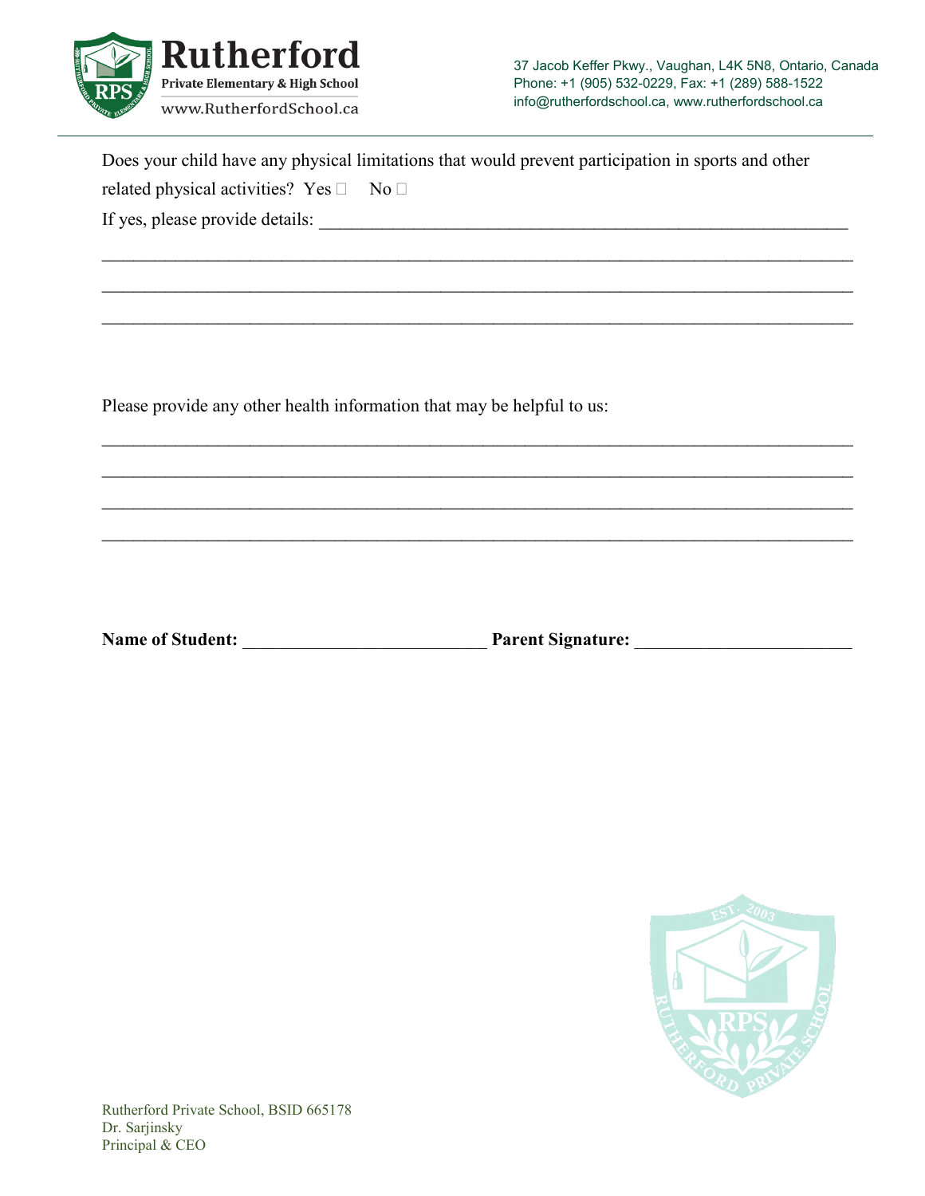Does your child have any physical limitations that would prevent participation in sports and other related physical activities? Yes ☐ No ☐

If yes, please provide details: ___________________________________________________________

_____________________________________________________________________________

_____________________________________________________________________________

_____________________________________________________________________________

Please provide any other health information that may be helpful to us:

_____________________________________________________________________________

_____________________________________________________________________________

_____________________________________________________________________________

_____________________________________________________________________________

**Name of Student:** ____________________________ **Parent Signature:** _________________________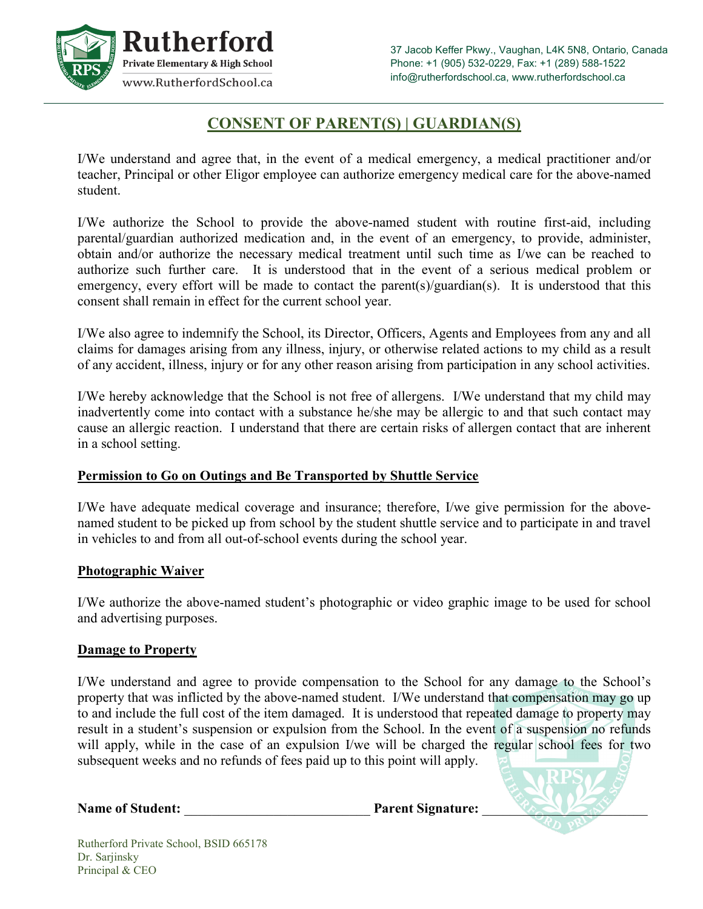# CONSENT OF PARENT(S) | GUARDIAN(S)

I/We understand and agree that, in the event of a medical emergency, a medical practitioner and/or teacher, Principal or other Eligor employee can authorize emergency medical care for the above-named student.

I/We authorize the School to provide the above-named student with routine first-aid, including parental/guardian authorized medication and, in the event of an emergency, to provide, administer, obtain and/or authorize the necessary medical treatment until such time as I/we can be reached to authorize such further care. It is understood that in the event of a serious medical problem or emergency, every effort will be made to contact the parent(s)/guardian(s). It is understood that this consent shall remain in effect for the current school year.

I/We also agree to indemnify the School, its Director, Officers, Agents and Employees from any and all claims for damages arising from any illness, injury, or otherwise related actions to my child as a result of any accident, illness, injury or for any other reason arising from participation in any school activities.

I/We hereby acknowledge that the School is not free of allergens. I/We understand that my child may inadvertently come into contact with a substance he/she may be allergic to and that such contact may cause an allergic reaction. I understand that there are certain risks of allergen contact that are inherent in a school setting.

## Permission to Go on Outings and Be Transported by Shuttle Service

I/We have adequate medical coverage and insurance; therefore, I/we give permission for the above-named student to be picked up from school by the student shuttle service and to participate in and travel in vehicles to and from all out-of-school events during the school year.

## Photographic Waiver

I/We authorize the above-named student's photographic or video graphic image to be used for school and advertising purposes.

## Damage to Property

I/We understand and agree to provide compensation to the School for any damage to the School's property that was inflicted by the above-named student. I/We understand that compensation may go up to and include the full cost of the item damaged. It is understood that repeated damage to property may result in a student's suspension or expulsion from the School. In the event of a suspension no refunds will apply, while in the case of an expulsion I/we will be charged the regular school fees for two subsequent weeks and no refunds of fees paid up to this point will apply.

**Name of Student:** ___________________________ **Parent Signature:** ________________________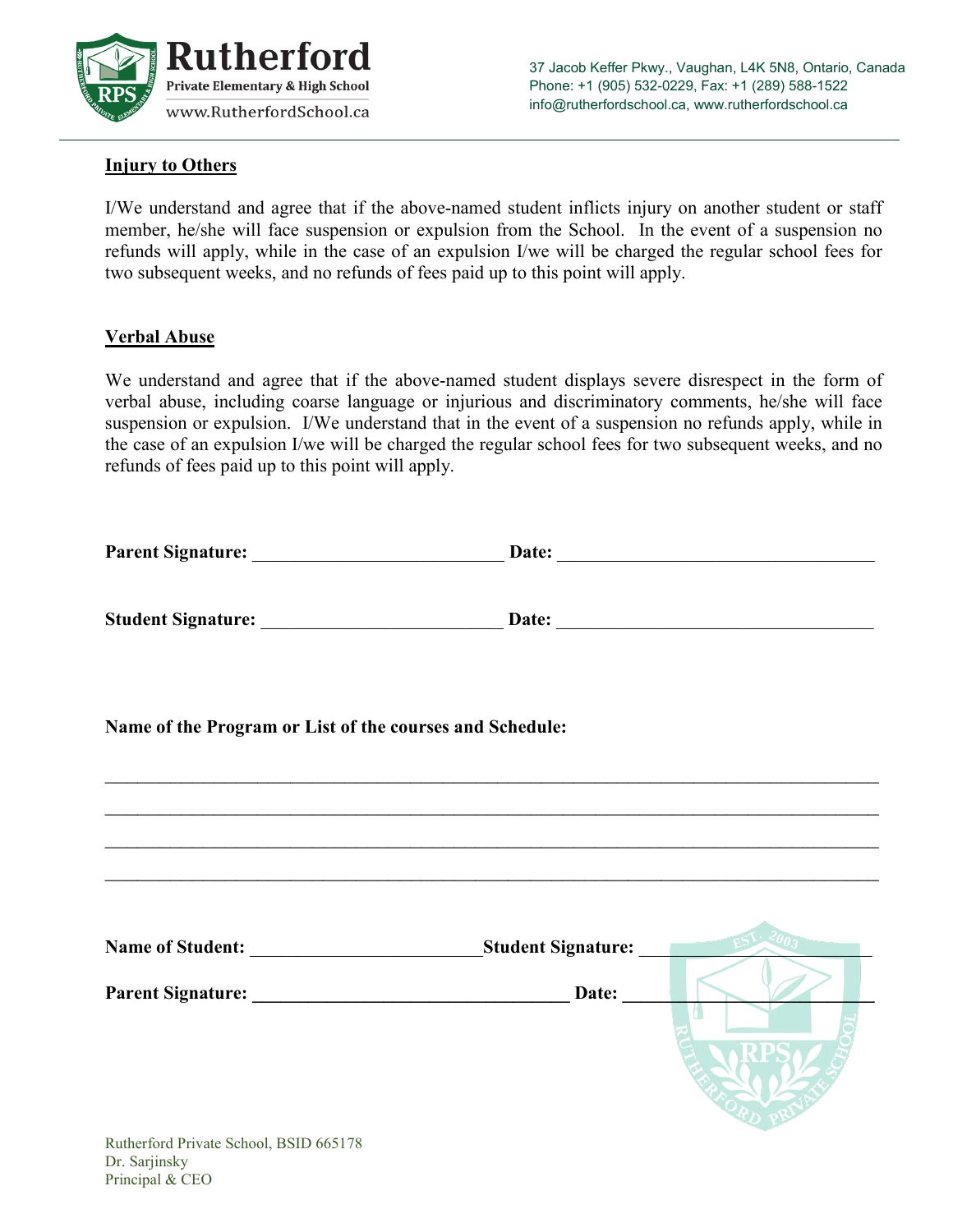**Injury to Others**

I/We understand and agree that if the above-named student inflicts injury on another student or staff member, he/she will face suspension or expulsion from the School. In the event of a suspension no refunds will apply, while in the case of an expulsion I/we will be charged the regular school fees for two subsequent weeks, and no refunds of fees paid up to this point will apply.

**Verbal Abuse**

We understand and agree that if the above-named student displays severe disrespect in the form of verbal abuse, including coarse language or injurious and discriminatory comments, he/she will face suspension or expulsion. I/We understand that in the event of a suspension no refunds apply, while in the case of an expulsion I/we will be charged the regular school fees for two subsequent weeks, and no refunds of fees paid up to this point will apply.

**Parent Signature:** ___________________________ **Date:** __________________________________

**Student Signature:** __________________________ **Date:** __________________________________

**Name of the Program or List of the courses and Schedule:**

_____________________________________________________________________________________

_____________________________________________________________________________________

_____________________________________________________________________________________

_____________________________________________________________________________________

**Name of Student:** _________________________ **Student Signature:** ________________________

**Parent Signature:** __________________________________ **Date:** ___________________________

Rutherford Private School, BSID 665178
Dr. Sarjinsky
Principal & CEO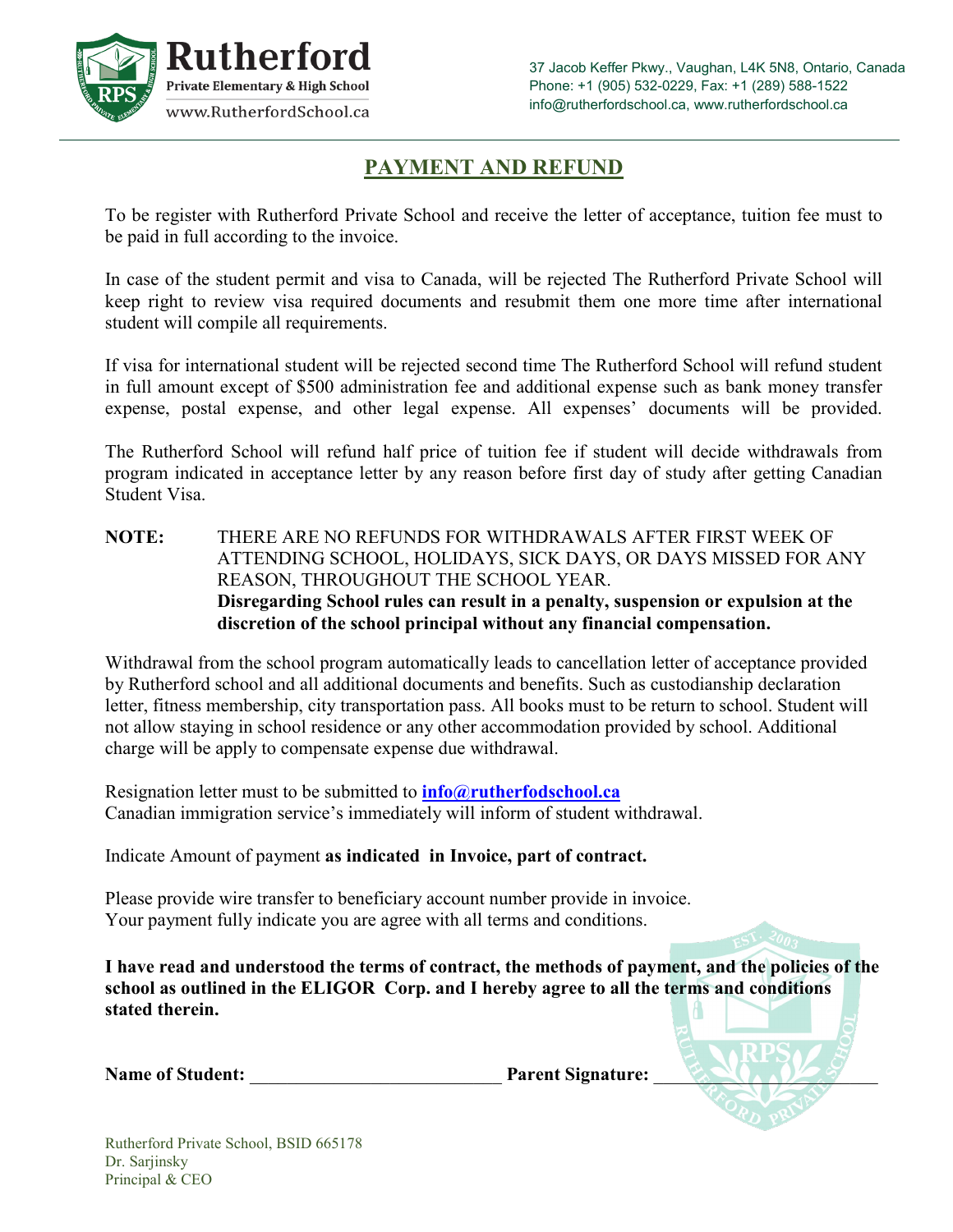## PAYMENT AND REFUND

To be register with Rutherford Private School and receive the letter of acceptance, tuition fee must to be paid in full according to the invoice.

In case of the student permit and visa to Canada, will be rejected The Rutherford Private School will keep right to review visa required documents and resubmit them one more time after international student will compile all requirements.

If visa for international student will be rejected second time The Rutherford School will refund student in full amount except of $500 administration fee and additional expense such as bank money transfer expense, postal expense, and other legal expense. All expenses' documents will be provided.

The Rutherford School will refund half price of tuition fee if student will decide withdrawals from program indicated in acceptance letter by any reason before first day of study after getting Canadian Student Visa.

**NOTE:** THERE ARE NO REFUNDS FOR WITHDRAWALS AFTER FIRST WEEK OF ATTENDING SCHOOL, HOLIDAYS, SICK DAYS, OR DAYS MISSED FOR ANY REASON, THROUGHOUT THE SCHOOL YEAR.
**Disregarding School rules can result in a penalty, suspension or expulsion at the discretion of the school principal without any financial compensation.**

Withdrawal from the school program automatically leads to cancellation letter of acceptance provided by Rutherford school and all additional documents and benefits. Such as custodianship declaration letter, fitness membership, city transportation pass. All books must to be return to school. Student will not allow staying in school residence or any other accommodation provided by school. Additional charge will be apply to compensate expense due withdrawal.

Resignation letter must to be submitted to **info@rutherfodschool.ca**
Canadian immigration service's immediately will inform of student withdrawal.

Indicate Amount of payment **as indicated in Invoice, part of contract.**

Please provide wire transfer to beneficiary account number provide in invoice.
Your payment fully indicate you are agree with all terms and conditions.

**I have read and understood the terms of contract, the methods of payment, and the policies of the school as outlined in the ELIGOR Corp. and I hereby agree to all the terms and conditions stated therein.**

**Name of Student:** ___________________________ **Parent Signature:** ___________________________

Rutherford Private School, BSID 665178
Dr. Sarjinsky
Principal & CEO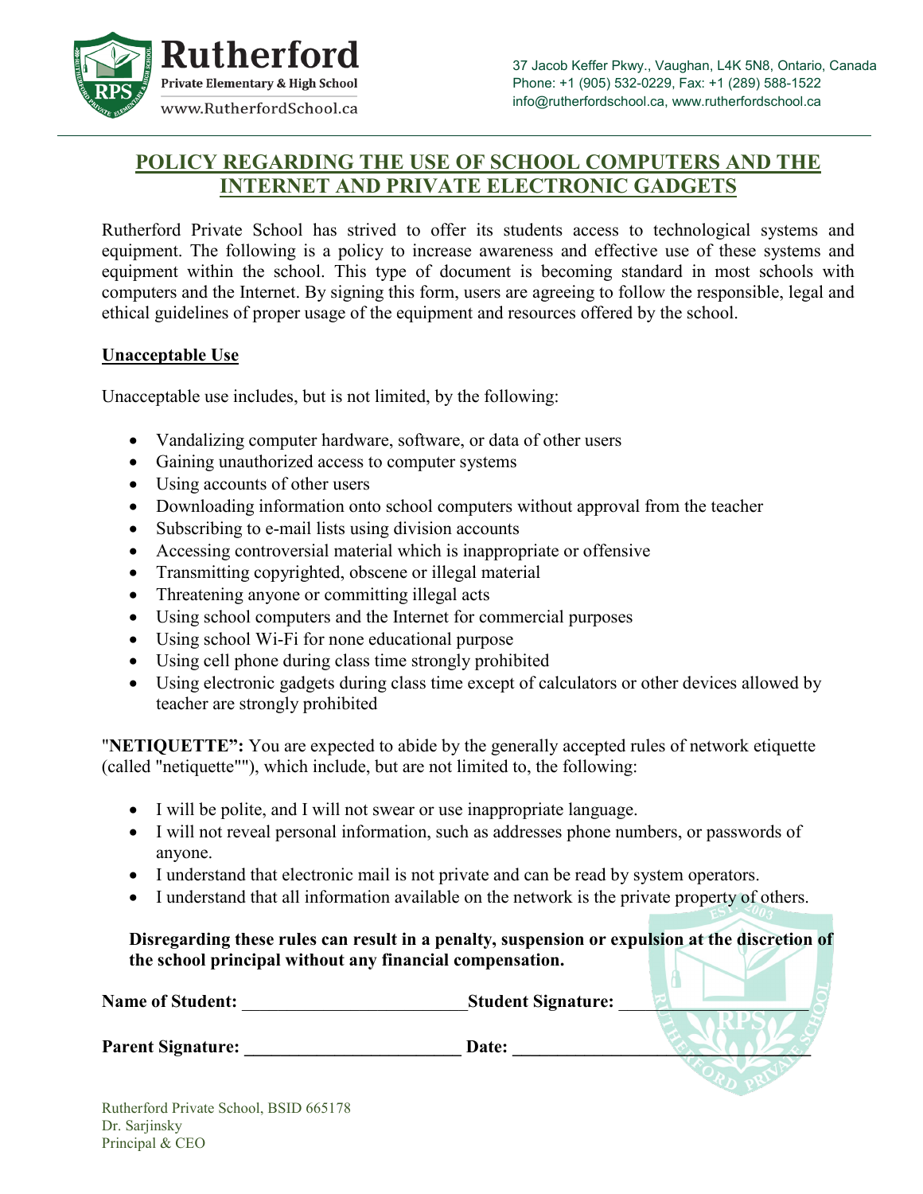# POLICY REGARDING THE USE OF SCHOOL COMPUTERS AND THE INTERNET AND PRIVATE ELECTRONIC GADGETS

Rutherford Private School has strived to offer its students access to technological systems and equipment. The following is a policy to increase awareness and effective use of these systems and equipment within the school. This type of document is becoming standard in most schools with computers and the Internet. By signing this form, users are agreeing to follow the responsible, legal and ethical guidelines of proper usage of the equipment and resources offered by the school.

## Unacceptable Use

Unacceptable use includes, but is not limited, by the following:

- Vandalizing computer hardware, software, or data of other users
- Gaining unauthorized access to computer systems
- Using accounts of other users
- Downloading information onto school computers without approval from the teacher
- Subscribing to e-mail lists using division accounts
- Accessing controversial material which is inappropriate or offensive
- Transmitting copyrighted, obscene or illegal material
- Threatening anyone or committing illegal acts
- Using school computers and the Internet for commercial purposes
- Using school Wi-Fi for none educational purpose
- Using cell phone during class time strongly prohibited
- Using electronic gadgets during class time except of calculators or other devices allowed by teacher are strongly prohibited

"**NETIQUETTE":** You are expected to abide by the generally accepted rules of network etiquette (called "netiquette""), which include, but are not limited to, the following:

- I will be polite, and I will not swear or use inappropriate language.
- I will not reveal personal information, such as addresses phone numbers, or passwords of anyone.
- I understand that electronic mail is not private and can be read by system operators.
- I understand that all information available on the network is the private property of others.

**Disregarding these rules can result in a penalty, suspension or expulsion at the discretion of the school principal without any financial compensation.**

**Name of Student:** ________________________ **Student Signature:** ________________________

**Parent Signature:** ________________________ **Date:** ________________________

Rutherford Private School, BSID 665178
Dr. Sarjinsky
Principal & CEO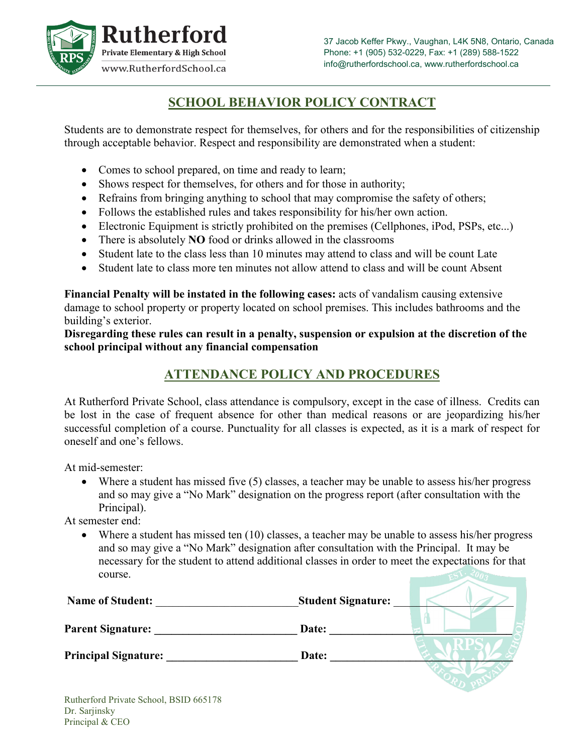# SCHOOL BEHAVIOR POLICY CONTRACT

Students are to demonstrate respect for themselves, for others and for the responsibilities of citizenship through acceptable behavior. Respect and responsibility are demonstrated when a student:

- Comes to school prepared, on time and ready to learn;
- Shows respect for themselves, for others and for those in authority;
- Refrains from bringing anything to school that may compromise the safety of others;
- Follows the established rules and takes responsibility for his/her own action.
- Electronic Equipment is strictly prohibited on the premises (Cellphones, iPod, PSPs, etc...)
- There is absolutely **NO** food or drinks allowed in the classrooms
- Student late to the class less than 10 minutes may attend to class and will be count Late
- Student late to class more ten minutes not allow attend to class and will be count Absent

**Financial Penalty will be instated in the following cases:** acts of vandalism causing extensive damage to school property or property located on school premises. This includes bathrooms and the building's exterior.

**Disregarding these rules can result in a penalty, suspension or expulsion at the discretion of the school principal without any financial compensation**

# ATTENDANCE POLICY AND PROCEDURES

At Rutherford Private School, class attendance is compulsory, except in the case of illness. Credits can be lost in the case of frequent absence for other than medical reasons or are jeopardizing his/her successful completion of a course. Punctuality for all classes is expected, as it is a mark of respect for oneself and one's fellows.

At mid-semester:

- Where a student has missed five (5) classes, a teacher may be unable to assess his/her progress and so may give a "No Mark" designation on the progress report (after consultation with the Principal).

At semester end:

- Where a student has missed ten (10) classes, a teacher may be unable to assess his/her progress and so may give a "No Mark" designation after consultation with the Principal. It may be necessary for the student to attend additional classes in order to meet the expectations for that course.

**Name of Student:** ________________________ **Student Signature:** ________________________

**Parent Signature:** ________________________ **Date:** ________________________

**Principal Signature:** ______________________ **Date:** ________________________

Rutherford Private School, BSID 665178
Dr. Sarjinsky
Principal & CEO